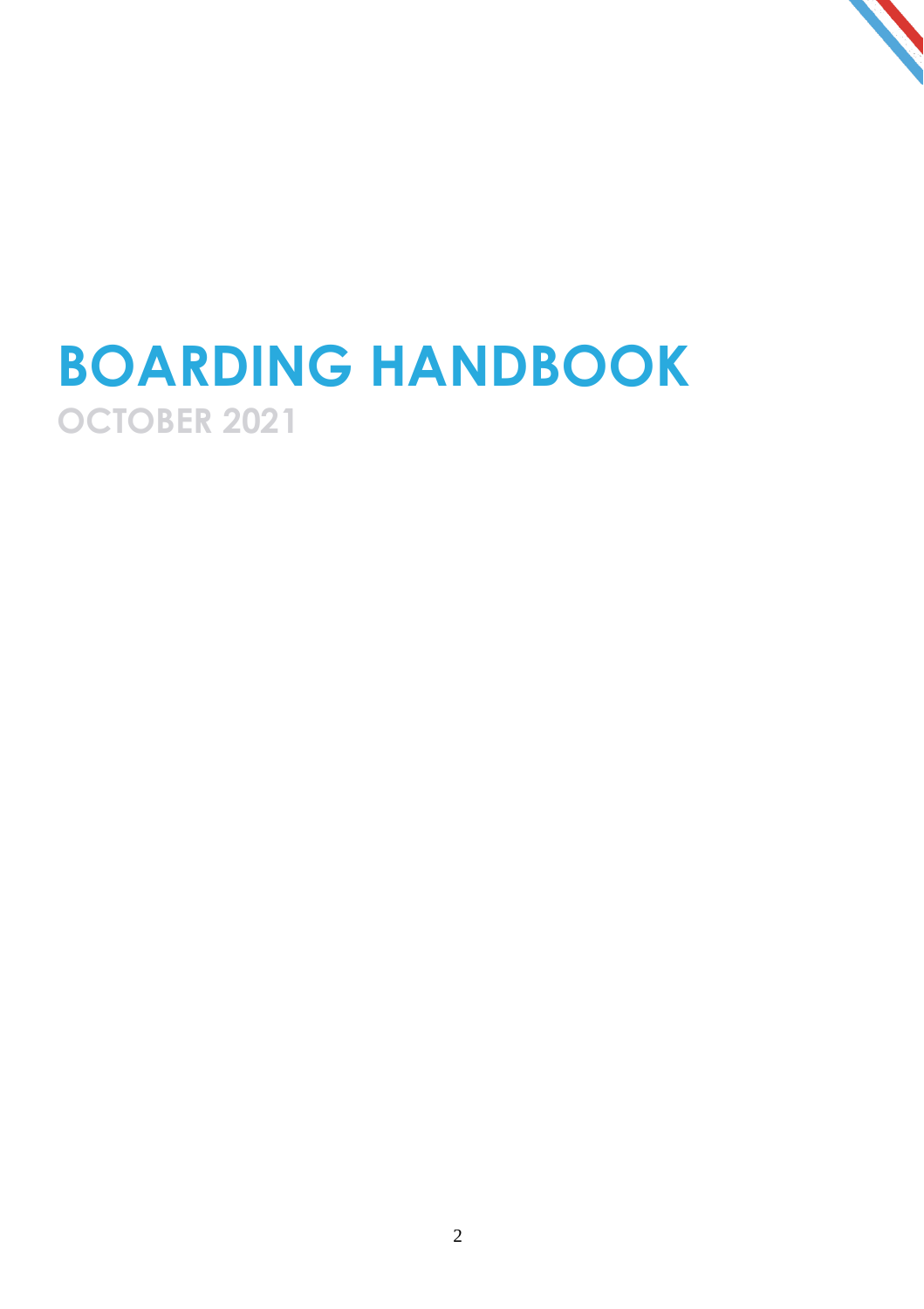# BOARDING HANDBOOK

## OCTOBER 2021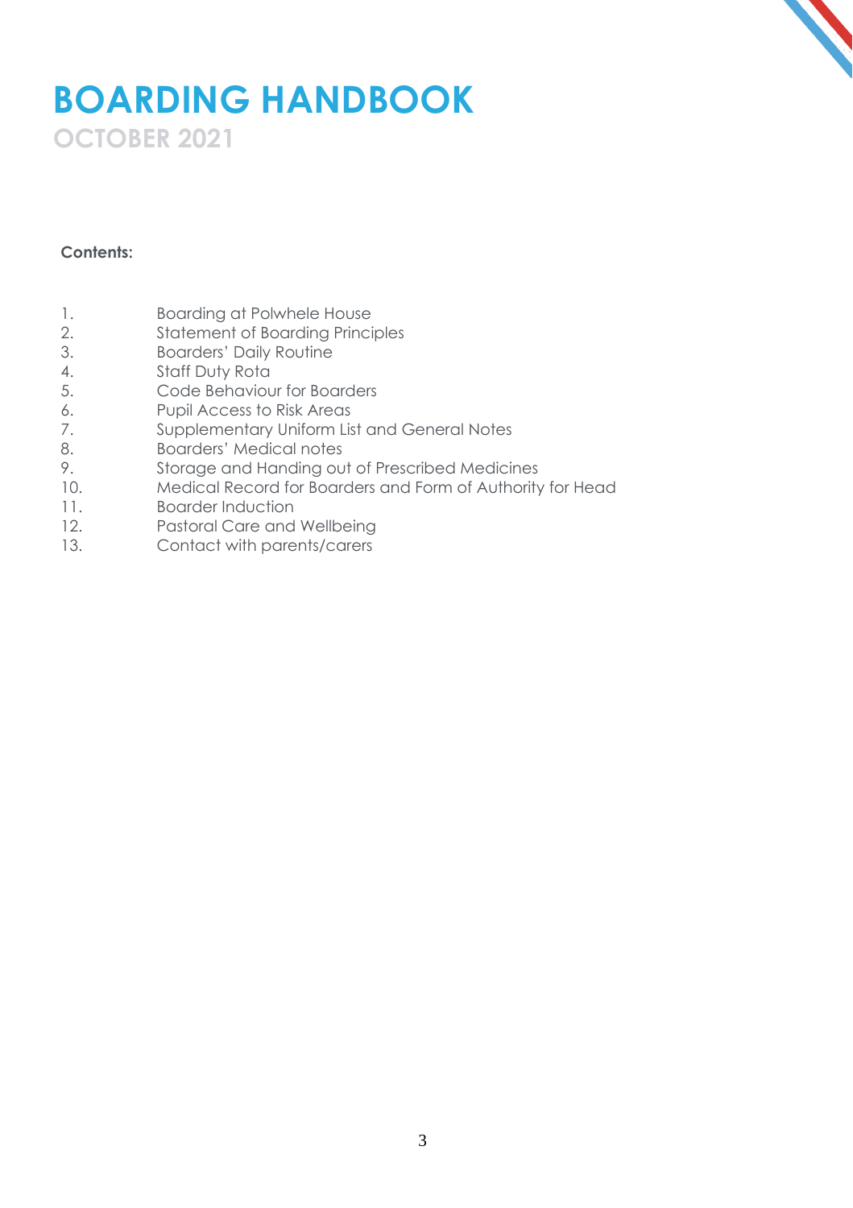# BOARDING HANDBOOK

## OCTOBER 2021

**Contents:**

1. Boarding at Polwhele House
2. Statement of Boarding Principles
3. Boarders' Daily Routine
4. Staff Duty Rota
5. Code Behaviour for Boarders
6. Pupil Access to Risk Areas
7. Supplementary Uniform List and General Notes
8. Boarders' Medical notes
9. Storage and Handing out of Prescribed Medicines
10. Medical Record for Boarders and Form of Authority for Head
11. Boarder Induction
12. Pastoral Care and Wellbeing
13. Contact with parents/carers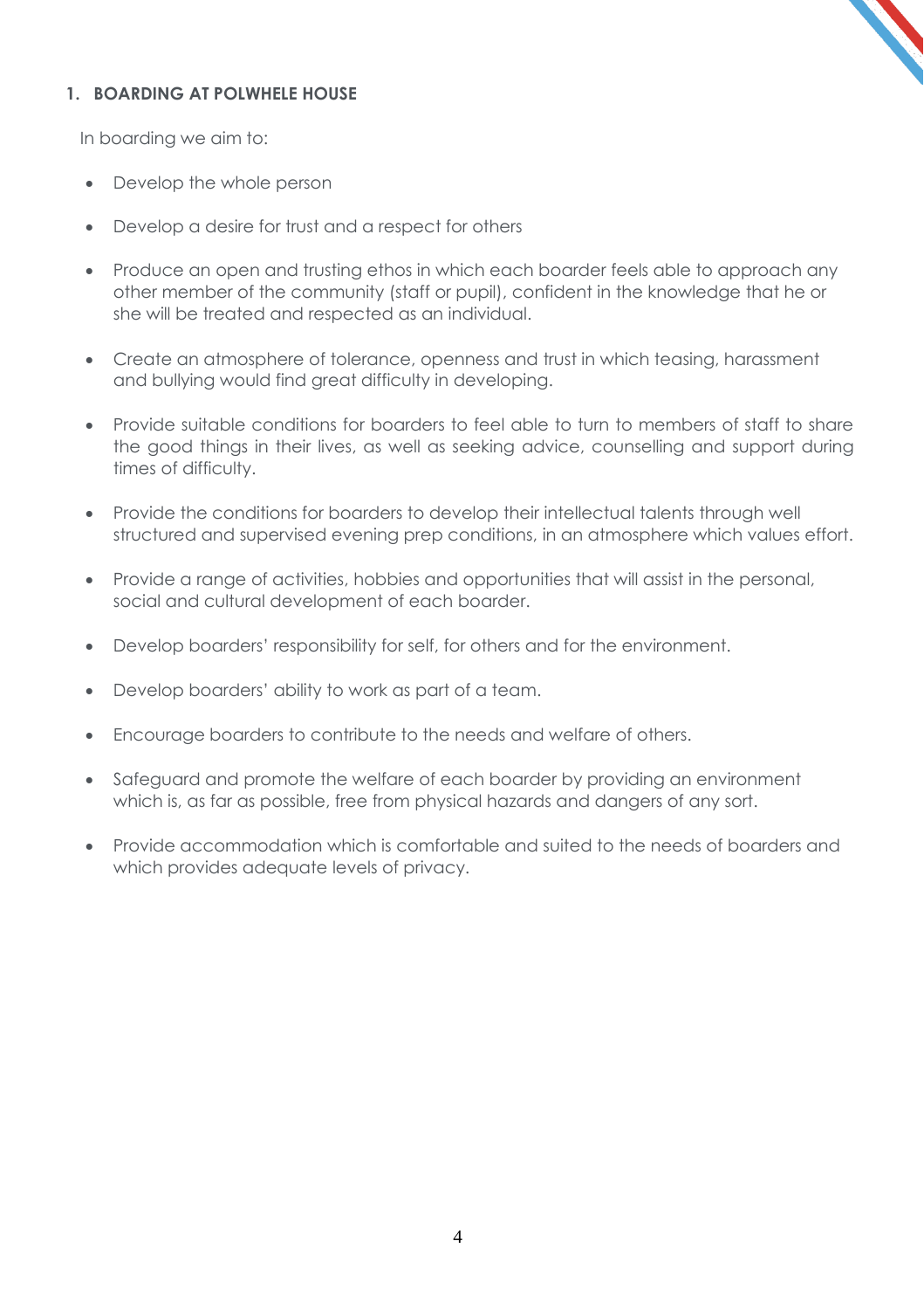## 1. BOARDING AT POLWHELE HOUSE

In boarding we aim to:

- Develop the whole person
- Develop a desire for trust and a respect for others
- Produce an open and trusting ethos in which each boarder feels able to approach any other member of the community (staff or pupil), confident in the knowledge that he or she will be treated and respected as an individual.
- Create an atmosphere of tolerance, openness and trust in which teasing, harassment and bullying would find great difficulty in developing.
- Provide suitable conditions for boarders to feel able to turn to members of staff to share the good things in their lives, as well as seeking advice, counselling and support during times of difficulty.
- Provide the conditions for boarders to develop their intellectual talents through well structured and supervised evening prep conditions, in an atmosphere which values effort.
- Provide a range of activities, hobbies and opportunities that will assist in the personal, social and cultural development of each boarder.
- Develop boarders' responsibility for self, for others and for the environment.
- Develop boarders' ability to work as part of a team.
- Encourage boarders to contribute to the needs and welfare of others.
- Safeguard and promote the welfare of each boarder by providing an environment which is, as far as possible, free from physical hazards and dangers of any sort.
- Provide accommodation which is comfortable and suited to the needs of boarders and which provides adequate levels of privacy.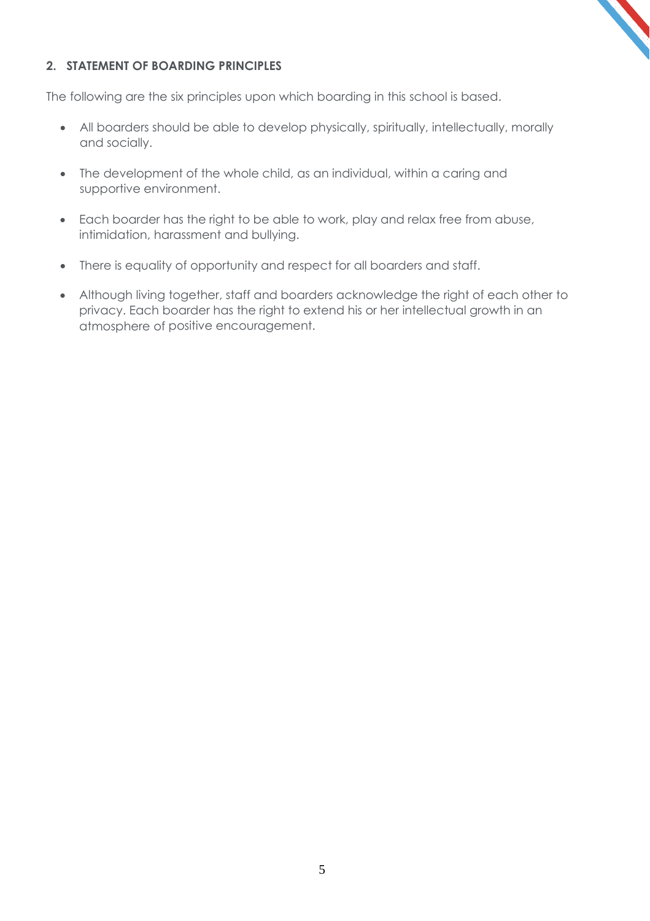## 2. STATEMENT OF BOARDING PRINCIPLES

The following are the six principles upon which boarding in this school is based.

- All boarders should be able to develop physically, spiritually, intellectually, morally and socially.
- The development of the whole child, as an individual, within a caring and supportive environment.
- Each boarder has the right to be able to work, play and relax free from abuse, intimidation, harassment and bullying.
- There is equality of opportunity and respect for all boarders and staff.
- Although living together, staff and boarders acknowledge the right of each other to privacy. Each boarder has the right to extend his or her intellectual growth in an atmosphere of positive encouragement.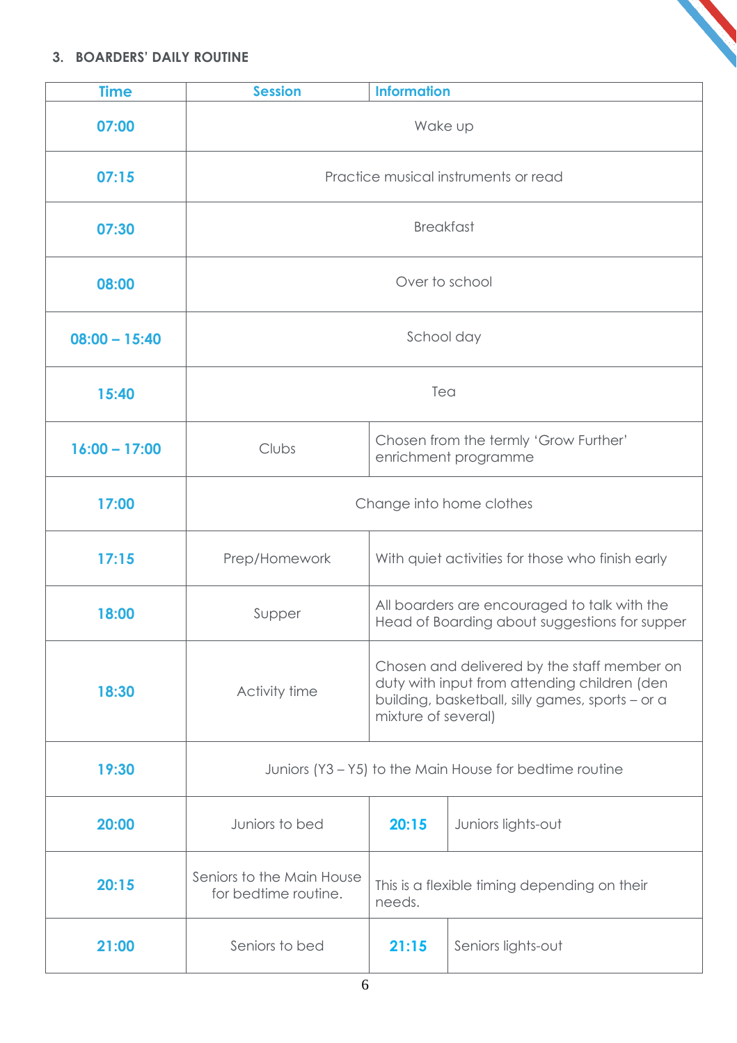### 3. BOARDERS' DAILY ROUTINE

| Time | Session | Information |
|---|---|---|
| 07:00 | Wake up | |
| 07:15 | Practice musical instruments or read | |
| 07:30 | Breakfast | |
| 08:00 | Over to school | |
| 08:00 – 15:40 | School day | |
| 15:40 | Tea | |
| 16:00 – 17:00 | Clubs | Chosen from the termly 'Grow Further' enrichment programme |
| 17:00 | Change into home clothes | |
| 17:15 | Prep/Homework | With quiet activities for those who finish early |
| 18:00 | Supper | All boarders are encouraged to talk with the Head of Boarding about suggestions for supper |
| 18:30 | Activity time | Chosen and delivered by the staff member on duty with input from attending children (den building, basketball, silly games, sports – or a mixture of several) |
| 19:30 | Juniors (Y3 – Y5) to the Main House for bedtime routine | |
| 20:00 | Juniors to bed | 20:15 Juniors lights-out |
| 20:15 | Seniors to the Main House for bedtime routine. | This is a flexible timing depending on their needs. |
| 21:00 | Seniors to bed | 21:15 Seniors lights-out |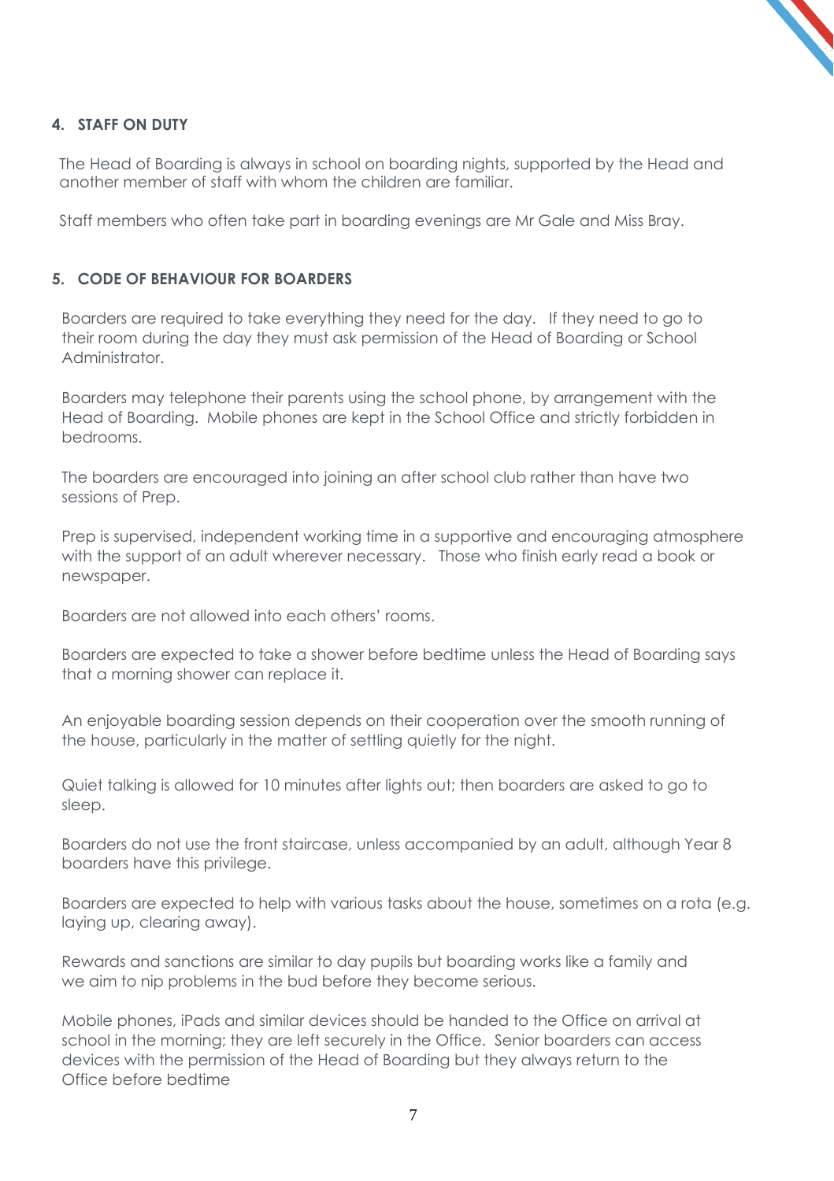## 4. STAFF ON DUTY

The Head of Boarding is always in school on boarding nights, supported by the Head and another member of staff with whom the children are familiar.

Staff members who often take part in boarding evenings are Mr Gale and Miss Bray.

## 5. CODE OF BEHAVIOUR FOR BOARDERS

Boarders are required to take everything they need for the day. If they need to go to their room during the day they must ask permission of the Head of Boarding or School Administrator.

Boarders may telephone their parents using the school phone, by arrangement with the Head of Boarding. Mobile phones are kept in the School Office and strictly forbidden in bedrooms.

The boarders are encouraged into joining an after school club rather than have two sessions of Prep.

Prep is supervised, independent working time in a supportive and encouraging atmosphere with the support of an adult wherever necessary. Those who finish early read a book or newspaper.

Boarders are not allowed into each others' rooms.

Boarders are expected to take a shower before bedtime unless the Head of Boarding says that a morning shower can replace it.

An enjoyable boarding session depends on their cooperation over the smooth running of the house, particularly in the matter of settling quietly for the night.

Quiet talking is allowed for 10 minutes after lights out; then boarders are asked to go to sleep.

Boarders do not use the front staircase, unless accompanied by an adult, although Year 8 boarders have this privilege.

Boarders are expected to help with various tasks about the house, sometimes on a rota (e.g. laying up, clearing away).

Rewards and sanctions are similar to day pupils but boarding works like a family and we aim to nip problems in the bud before they become serious.

Mobile phones, iPads and similar devices should be handed to the Office on arrival at school in the morning; they are left securely in the Office. Senior boarders can access devices with the permission of the Head of Boarding but they always return to the Office before bedtime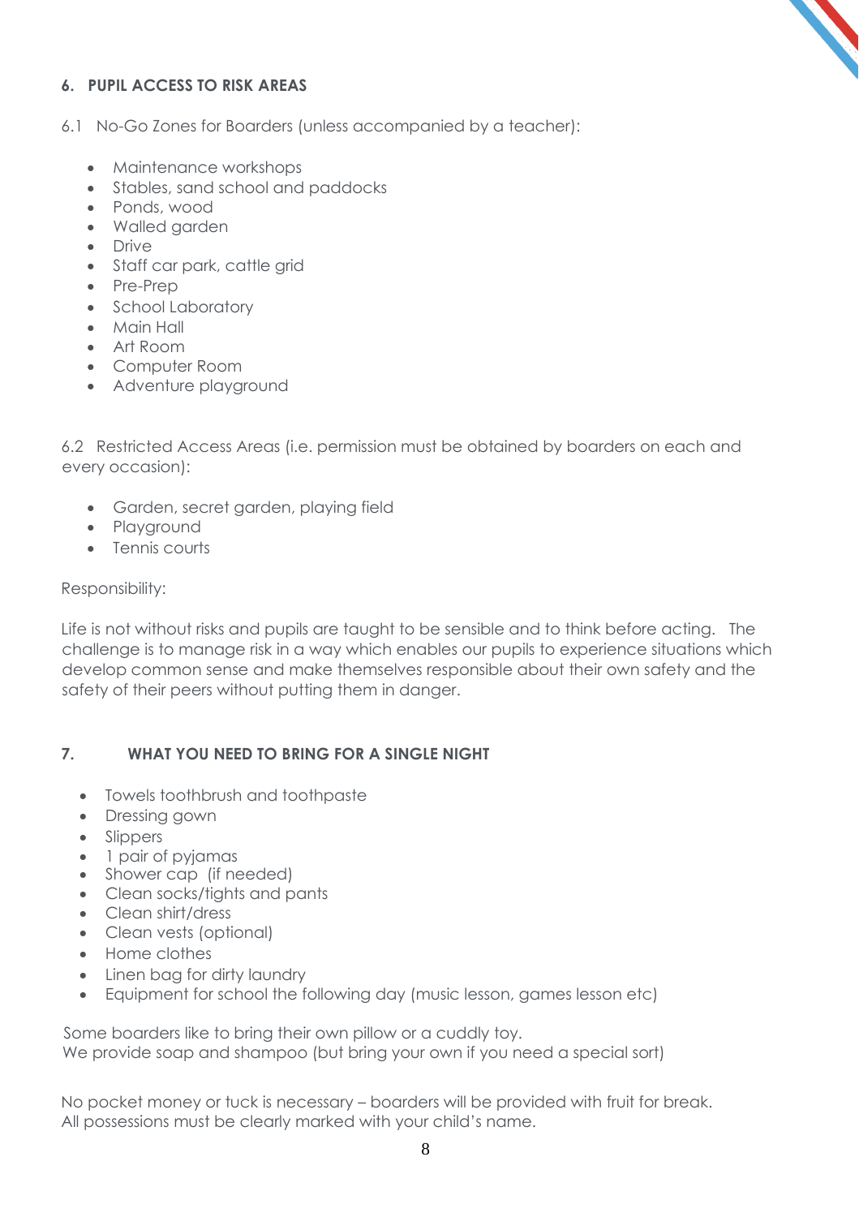## 6. PUPIL ACCESS TO RISK AREAS

6.1 No-Go Zones for Boarders (unless accompanied by a teacher):

- Maintenance workshops
- Stables, sand school and paddocks
- Ponds, wood
- Walled garden
- Drive
- Staff car park, cattle grid
- Pre-Prep
- School Laboratory
- Main Hall
- Art Room
- Computer Room
- Adventure playground

6.2 Restricted Access Areas (i.e. permission must be obtained by boarders on each and every occasion):

- Garden, secret garden, playing field
- Playground
- Tennis courts

Responsibility:

Life is not without risks and pupils are taught to be sensible and to think before acting. The challenge is to manage risk in a way which enables our pupils to experience situations which develop common sense and make themselves responsible about their own safety and the safety of their peers without putting them in danger.

## 7. WHAT YOU NEED TO BRING FOR A SINGLE NIGHT

- Towels toothbrush and toothpaste
- Dressing gown
- Slippers
- 1 pair of pyjamas
- Shower cap (if needed)
- Clean socks/tights and pants
- Clean shirt/dress
- Clean vests (optional)
- Home clothes
- Linen bag for dirty laundry
- Equipment for school the following day (music lesson, games lesson etc)

Some boarders like to bring their own pillow or a cuddly toy.
We provide soap and shampoo (but bring your own if you need a special sort)

No pocket money or tuck is necessary – boarders will be provided with fruit for break.
All possessions must be clearly marked with your child's name.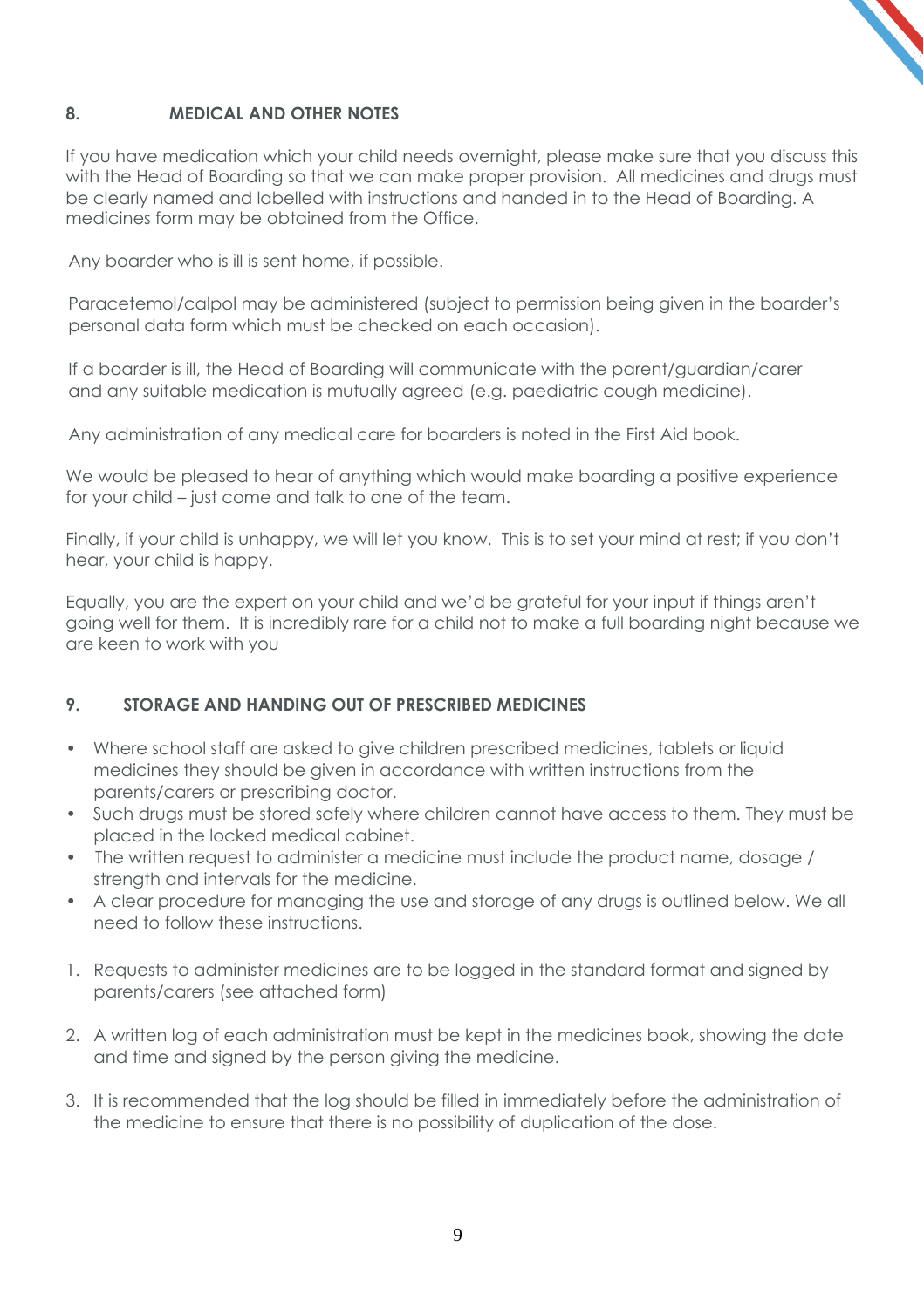## 8. MEDICAL AND OTHER NOTES

If you have medication which your child needs overnight, please make sure that you discuss this with the Head of Boarding so that we can make proper provision. All medicines and drugs must be clearly named and labelled with instructions and handed in to the Head of Boarding. A medicines form may be obtained from the Office.

Any boarder who is ill is sent home, if possible.

Paracetemol/calpol may be administered (subject to permission being given in the boarder's personal data form which must be checked on each occasion).

If a boarder is ill, the Head of Boarding will communicate with the parent/guardian/carer and any suitable medication is mutually agreed (e.g. paediatric cough medicine).

Any administration of any medical care for boarders is noted in the First Aid book.

We would be pleased to hear of anything which would make boarding a positive experience for your child – just come and talk to one of the team.

Finally, if your child is unhappy, we will let you know. This is to set your mind at rest; if you don't hear, your child is happy.

Equally, you are the expert on your child and we'd be grateful for your input if things aren't going well for them. It is incredibly rare for a child not to make a full boarding night because we are keen to work with you

## 9. STORAGE AND HANDING OUT OF PRESCRIBED MEDICINES

- Where school staff are asked to give children prescribed medicines, tablets or liquid medicines they should be given in accordance with written instructions from the parents/carers or prescribing doctor.
- Such drugs must be stored safely where children cannot have access to them. They must be placed in the locked medical cabinet.
- The written request to administer a medicine must include the product name, dosage / strength and intervals for the medicine.
- A clear procedure for managing the use and storage of any drugs is outlined below. We all need to follow these instructions.

1. Requests to administer medicines are to be logged in the standard format and signed by parents/carers (see attached form)
2. A written log of each administration must be kept in the medicines book, showing the date and time and signed by the person giving the medicine.
3. It is recommended that the log should be filled in immediately before the administration of the medicine to ensure that there is no possibility of duplication of the dose.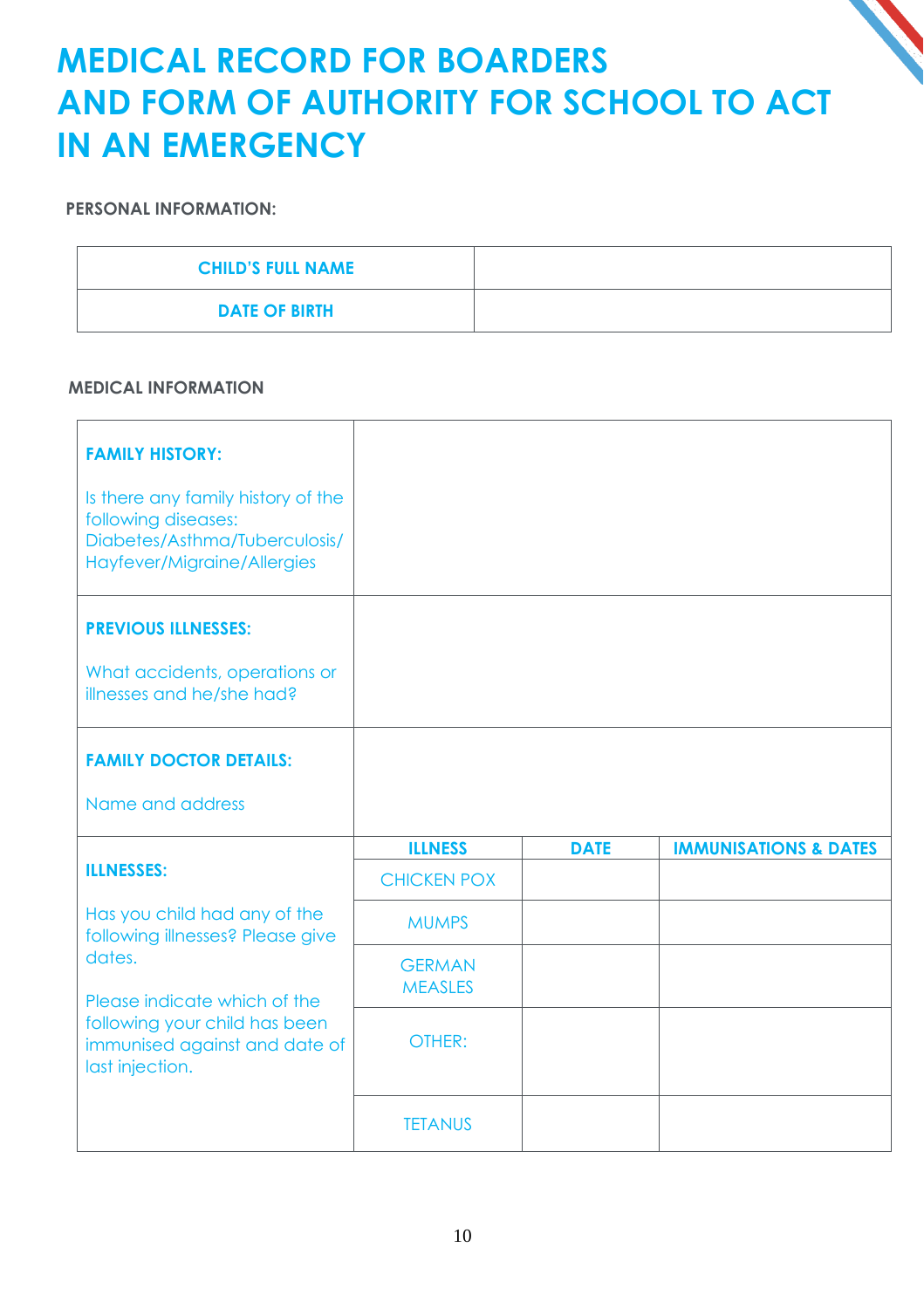# MEDICAL RECORD FOR BOARDERS AND FORM OF AUTHORITY FOR SCHOOL TO ACT IN AN EMERGENCY

**PERSONAL INFORMATION:**

| CHILD'S FULL NAME | |
|---|---|
| DATE OF BIRTH | |

**MEDICAL INFORMATION**

| | | | |
|---|---|---|---|
| **FAMILY HISTORY:** Is there any family history of the following diseases: Diabetes/Asthma/Tuberculosis/ Hayfever/Migraine/Allergies | | | |
| **PREVIOUS ILLNESSES:** What accidents, operations or illnesses and he/she had? | | | |
| **FAMILY DOCTOR DETAILS:** Name and address | | | |
| **ILLNESSES:** Has you child had any of the following illnesses? Please give dates. Please indicate which of the following your child has been immunised against and date of last injection. | **ILLNESS** | **DATE** | **IMMUNISATIONS & DATES** |
| | CHICKEN POX | | |
| | MUMPS | | |
| | GERMAN MEASLES | | |
| | OTHER: | | |
| | TETANUS | | |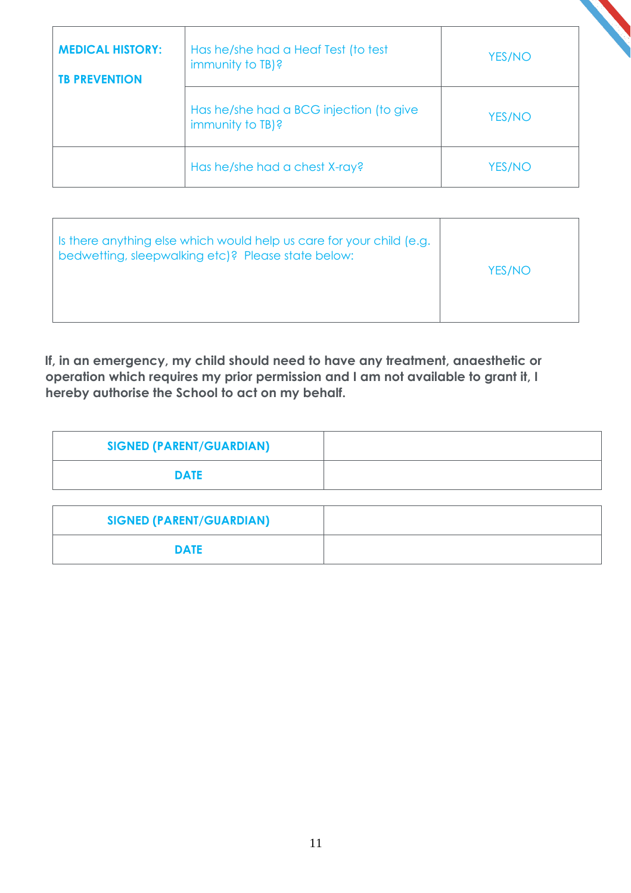| **MEDICAL HISTORY:**<br><br>**TB PREVENTION** | Has he/she had a Heaf Test (to test immunity to TB)? | YES/NO |
|---|---|---|
| | Has he/she had a BCG injection (to give immunity to TB)? | YES/NO |
| | Has he/she had a chest X-ray? | YES/NO |

| Is there anything else which would help us care for your child (e.g. bedwetting, sleepwalking etc)? Please state below: | YES/NO |
|---|---|

**If, in an emergency, my child should need to have any treatment, anaesthetic or operation which requires my prior permission and I am not available to grant it, I hereby authorise the School to act on my behalf.**

| **SIGNED (PARENT/GUARDIAN)** | |
|---|---|
| **DATE** | |

| **SIGNED (PARENT/GUARDIAN)** | |
|---|---|
| **DATE** | |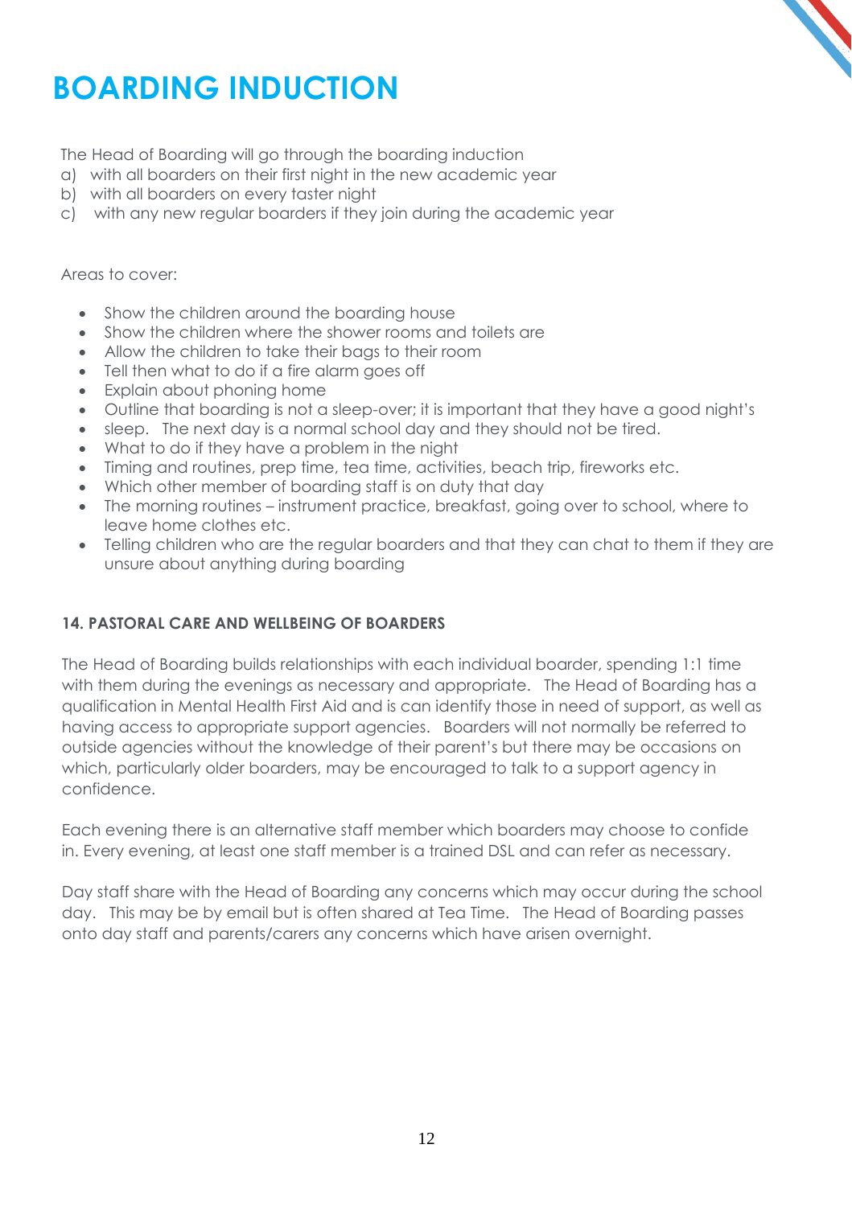# BOARDING INDUCTION

The Head of Boarding will go through the boarding induction

a) with all boarders on their first night in the new academic year
b) with all boarders on every taster night
c) with any new regular boarders if they join during the academic year

Areas to cover:

- Show the children around the boarding house
- Show the children where the shower rooms and toilets are
- Allow the children to take their bags to their room
- Tell then what to do if a fire alarm goes off
- Explain about phoning home
- Outline that boarding is not a sleep-over; it is important that they have a good night's
- sleep. The next day is a normal school day and they should not be tired.
- What to do if they have a problem in the night
- Timing and routines, prep time, tea time, activities, beach trip, fireworks etc.
- Which other member of boarding staff is on duty that day
- The morning routines – instrument practice, breakfast, going over to school, where to leave home clothes etc.
- Telling children who are the regular boarders and that they can chat to them if they are unsure about anything during boarding

## 14. PASTORAL CARE AND WELLBEING OF BOARDERS

The Head of Boarding builds relationships with each individual boarder, spending 1:1 time with them during the evenings as necessary and appropriate. The Head of Boarding has a qualification in Mental Health First Aid and is can identify those in need of support, as well as having access to appropriate support agencies. Boarders will not normally be referred to outside agencies without the knowledge of their parent's but there may be occasions on which, particularly older boarders, may be encouraged to talk to a support agency in confidence.

Each evening there is an alternative staff member which boarders may choose to confide in. Every evening, at least one staff member is a trained DSL and can refer as necessary.

Day staff share with the Head of Boarding any concerns which may occur during the school day. This may be by email but is often shared at Tea Time. The Head of Boarding passes onto day staff and parents/carers any concerns which have arisen overnight.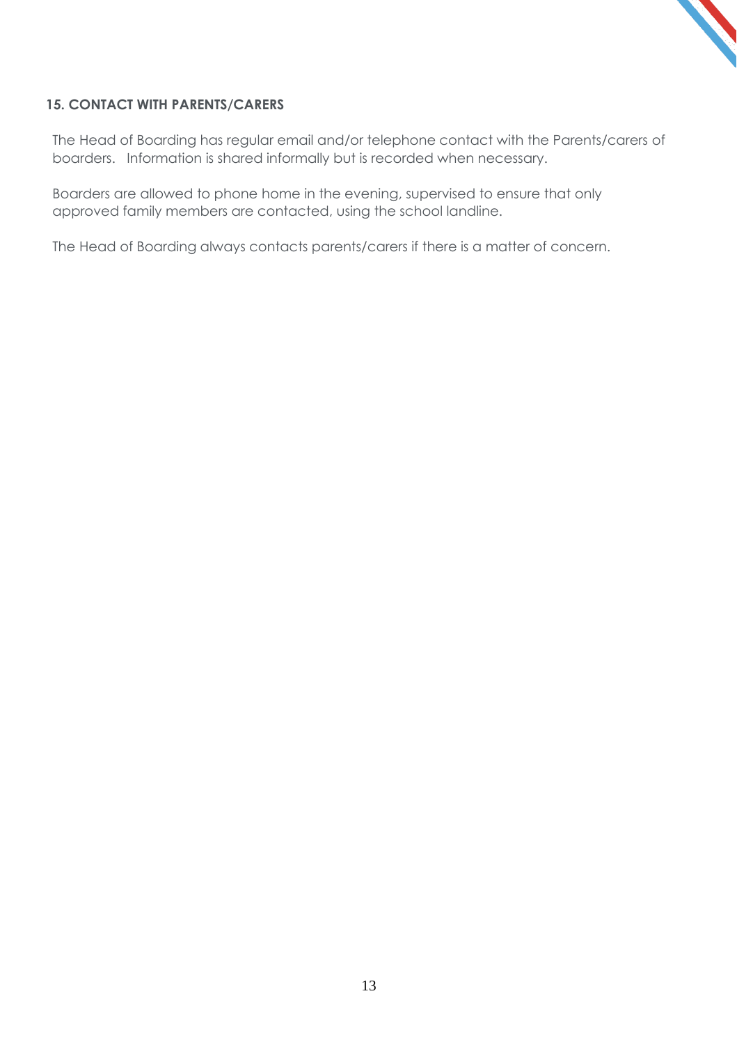## 15. CONTACT WITH PARENTS/CARERS

The Head of Boarding has regular email and/or telephone contact with the Parents/carers of boarders. Information is shared informally but is recorded when necessary.

Boarders are allowed to phone home in the evening, supervised to ensure that only approved family members are contacted, using the school landline.

The Head of Boarding always contacts parents/carers if there is a matter of concern.